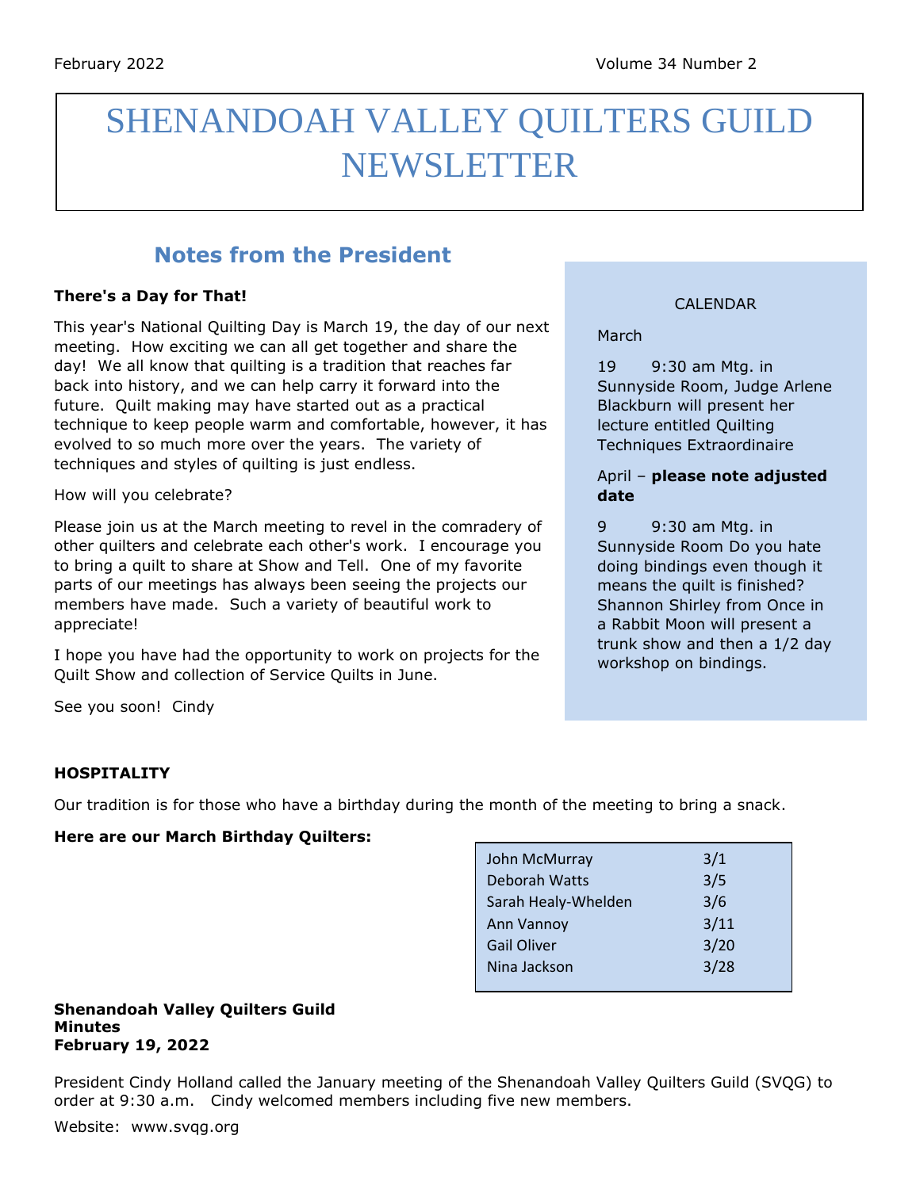February 2022 Volume 34 Number 2

# SHENANDOAH VALLEY QUILTERS GUILD NEWSLETTER

## Notes from the President

**There's a Day for That!**

This year's National Quilting Day is March 19, the day of our next meeting. How exciting we can all get together and share the day! We all know that quilting is a tradition that reaches far back into history, and we can help carry it forward into the future. Quilt making may have started out as a practical technique to keep people warm and comfortable, however, it has evolved to so much more over the years. The variety of techniques and styles of quilting is just endless.

How will you celebrate?

Please join us at the March meeting to revel in the comradery of other quilters and celebrate each other's work. I encourage you to bring a quilt to share at Show and Tell. One of my favorite parts of our meetings has always been seeing the projects our members have made. Such a variety of beautiful work to appreciate!

I hope you have had the opportunity to work on projects for the Quilt Show and collection of Service Quilts in June.

See you soon! Cindy

CALENDAR

March

19 9:30 am Mtg. in Sunnyside Room, Judge Arlene Blackburn will present her lecture entitled Quilting Techniques Extraordinaire

April – **please note adjusted date**

9 9:30 am Mtg. in Sunnyside Room Do you hate doing bindings even though it means the quilt is finished? Shannon Shirley from Once in a Rabbit Moon will present a trunk show and then a 1/2 day workshop on bindings.

**HOSPITALITY**

Our tradition is for those who have a birthday during the month of the meeting to bring a snack.

**Here are our March Birthday Quilters:**

| Name | Date |
|---|---|
| John McMurray | 3/1 |
| Deborah Watts | 3/5 |
| Sarah Healy-Whelden | 3/6 |
| Ann Vannoy | 3/11 |
| Gail Oliver | 3/20 |
| Nina Jackson | 3/28 |

**Shenandoah Valley Quilters Guild**
**Minutes**
**February 19, 2022**

President Cindy Holland called the January meeting of the Shenandoah Valley Quilters Guild (SVQG) to order at 9:30 a.m. Cindy welcomed members including five new members.

Website: www.svqg.org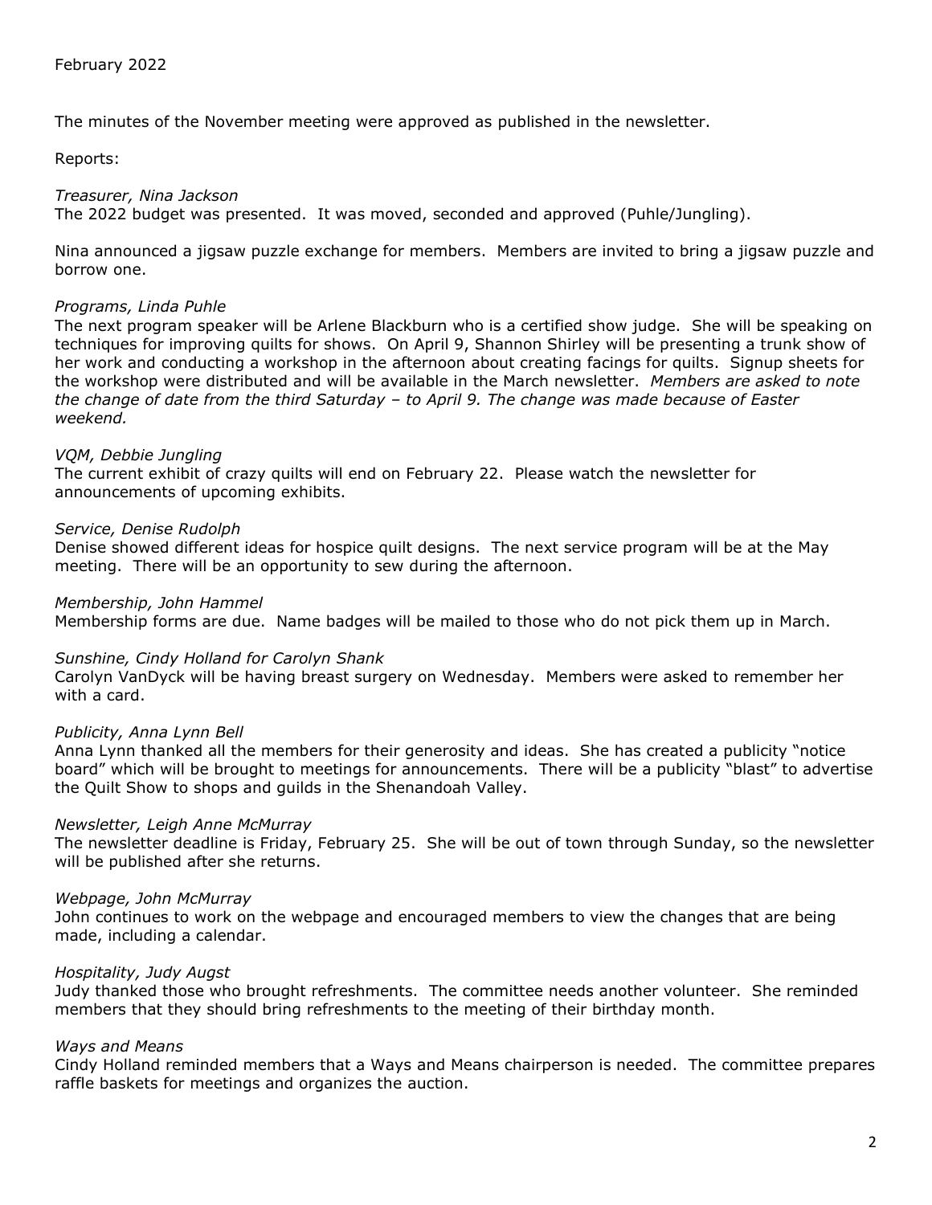February 2022

The minutes of the November meeting were approved as published in the newsletter.

Reports:

*Treasurer, Nina Jackson*
The 2022 budget was presented. It was moved, seconded and approved (Puhle/Jungling).

Nina announced a jigsaw puzzle exchange for members. Members are invited to bring a jigsaw puzzle and borrow one.

*Programs, Linda Puhle*
The next program speaker will be Arlene Blackburn who is a certified show judge. She will be speaking on techniques for improving quilts for shows. On April 9, Shannon Shirley will be presenting a trunk show of her work and conducting a workshop in the afternoon about creating facings for quilts. Signup sheets for the workshop were distributed and will be available in the March newsletter. *Members are asked to note the change of date from the third Saturday – to April 9. The change was made because of Easter weekend.*

*VQM, Debbie Jungling*
The current exhibit of crazy quilts will end on February 22. Please watch the newsletter for announcements of upcoming exhibits.

*Service, Denise Rudolph*
Denise showed different ideas for hospice quilt designs. The next service program will be at the May meeting. There will be an opportunity to sew during the afternoon.

*Membership, John Hammel*
Membership forms are due. Name badges will be mailed to those who do not pick them up in March.

*Sunshine, Cindy Holland for Carolyn Shank*
Carolyn VanDyck will be having breast surgery on Wednesday. Members were asked to remember her with a card.

*Publicity, Anna Lynn Bell*
Anna Lynn thanked all the members for their generosity and ideas. She has created a publicity "notice board" which will be brought to meetings for announcements. There will be a publicity "blast" to advertise the Quilt Show to shops and guilds in the Shenandoah Valley.

*Newsletter, Leigh Anne McMurray*
The newsletter deadline is Friday, February 25. She will be out of town through Sunday, so the newsletter will be published after she returns.

*Webpage, John McMurray*
John continues to work on the webpage and encouraged members to view the changes that are being made, including a calendar.

*Hospitality, Judy Augst*
Judy thanked those who brought refreshments. The committee needs another volunteer. She reminded members that they should bring refreshments to the meeting of their birthday month.

*Ways and Means*
Cindy Holland reminded members that a Ways and Means chairperson is needed. The committee prepares raffle baskets for meetings and organizes the auction.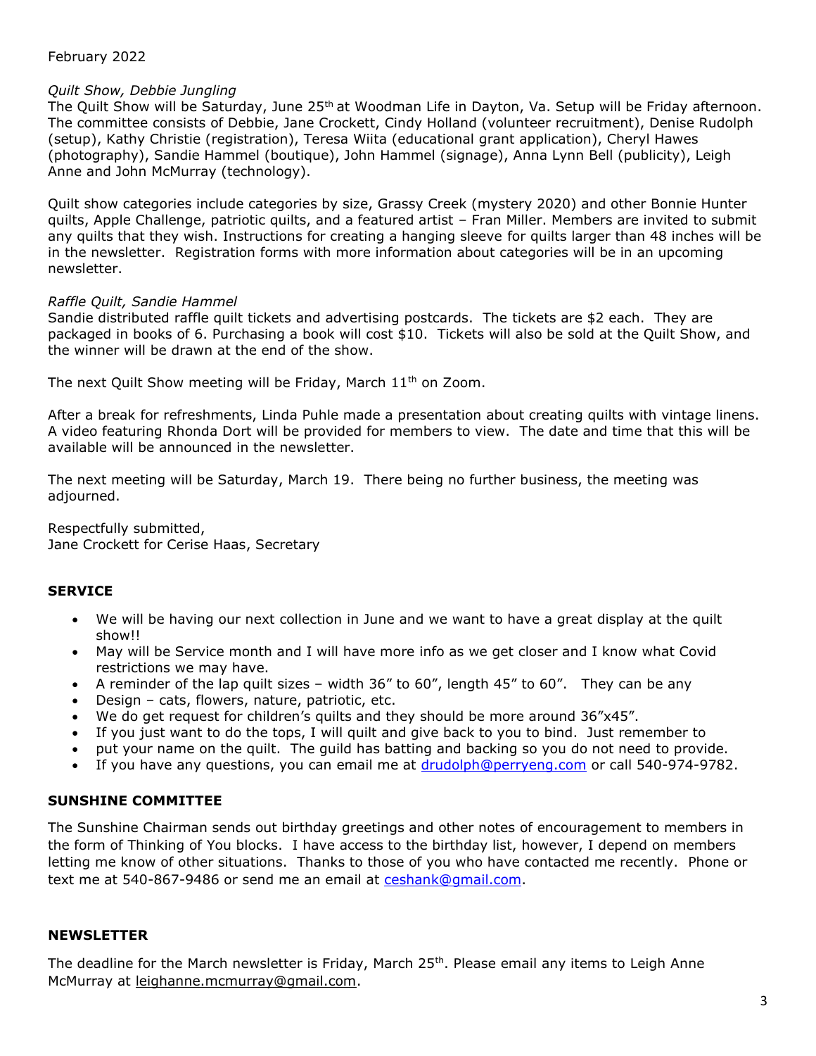February 2022

*Quilt Show, Debbie Jungling*
The Quilt Show will be Saturday, June 25th at Woodman Life in Dayton, Va. Setup will be Friday afternoon. The committee consists of Debbie, Jane Crockett, Cindy Holland (volunteer recruitment), Denise Rudolph (setup), Kathy Christie (registration), Teresa Wiita (educational grant application), Cheryl Hawes (photography), Sandie Hammel (boutique), John Hammel (signage), Anna Lynn Bell (publicity), Leigh Anne and John McMurray (technology).

Quilt show categories include categories by size, Grassy Creek (mystery 2020) and other Bonnie Hunter quilts, Apple Challenge, patriotic quilts, and a featured artist – Fran Miller. Members are invited to submit any quilts that they wish. Instructions for creating a hanging sleeve for quilts larger than 48 inches will be in the newsletter. Registration forms with more information about categories will be in an upcoming newsletter.

*Raffle Quilt, Sandie Hammel*
Sandie distributed raffle quilt tickets and advertising postcards. The tickets are $2 each. They are packaged in books of 6. Purchasing a book will cost $10. Tickets will also be sold at the Quilt Show, and the winner will be drawn at the end of the show.

The next Quilt Show meeting will be Friday, March 11th on Zoom.

After a break for refreshments, Linda Puhle made a presentation about creating quilts with vintage linens. A video featuring Rhonda Dort will be provided for members to view. The date and time that this will be available will be announced in the newsletter.

The next meeting will be Saturday, March 19. There being no further business, the meeting was adjourned.

Respectfully submitted,
Jane Crockett for Cerise Haas, Secretary

**SERVICE**

- We will be having our next collection in June and we want to have a great display at the quilt show!!
- May will be Service month and I will have more info as we get closer and I know what Covid restrictions we may have.
- A reminder of the lap quilt sizes – width 36" to 60", length 45" to 60". They can be any
- Design – cats, flowers, nature, patriotic, etc.
- We do get request for children's quilts and they should be more around 36"x45".
- If you just want to do the tops, I will quilt and give back to you to bind. Just remember to
- put your name on the quilt. The guild has batting and backing so you do not need to provide.
- If you have any questions, you can email me at drudolph@perryeng.com or call 540-974-9782.

**SUNSHINE COMMITTEE**

The Sunshine Chairman sends out birthday greetings and other notes of encouragement to members in the form of Thinking of You blocks. I have access to the birthday list, however, I depend on members letting me know of other situations. Thanks to those of you who have contacted me recently. Phone or text me at 540-867-9486 or send me an email at ceshank@gmail.com.

**NEWSLETTER**

The deadline for the March newsletter is Friday, March 25th. Please email any items to Leigh Anne McMurray at leighanne.mcmurray@gmail.com.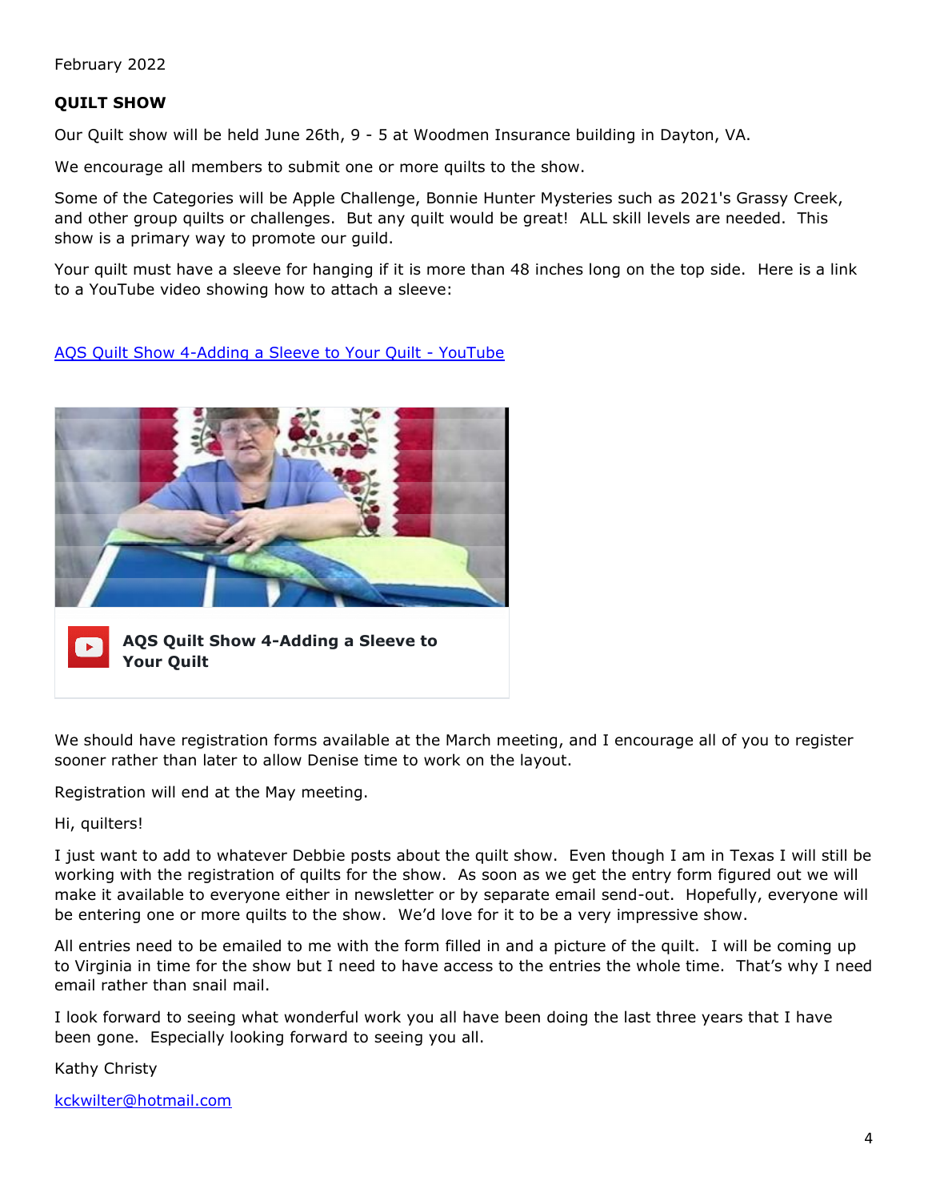February 2022

**QUILT SHOW**

Our Quilt show will be held June 26th, 9 - 5 at Woodmen Insurance building in Dayton, VA.

We encourage all members to submit one or more quilts to the show.

Some of the Categories will be Apple Challenge, Bonnie Hunter Mysteries such as 2021's Grassy Creek, and other group quilts or challenges. But any quilt would be great! ALL skill levels are needed. This show is a primary way to promote our guild.

Your quilt must have a sleeve for hanging if it is more than 48 inches long on the top side. Here is a link to a YouTube video showing how to attach a sleeve:

[AQS Quilt Show 4-Adding a Sleeve to Your Quilt - YouTube]()

**AQS Quilt Show 4-Adding a Sleeve to Your Quilt**

We should have registration forms available at the March meeting, and I encourage all of you to register sooner rather than later to allow Denise time to work on the layout.

Registration will end at the May meeting.

Hi, quilters!

I just want to add to whatever Debbie posts about the quilt show. Even though I am in Texas I will still be working with the registration of quilts for the show. As soon as we get the entry form figured out we will make it available to everyone either in newsletter or by separate email send-out. Hopefully, everyone will be entering one or more quilts to the show. We'd love for it to be a very impressive show.

All entries need to be emailed to me with the form filled in and a picture of the quilt. I will be coming up to Virginia in time for the show but I need to have access to the entries the whole time. That's why I need email rather than snail mail.

I look forward to seeing what wonderful work you all have been doing the last three years that I have been gone. Especially looking forward to seeing you all.

Kathy Christy

kckwilter@hotmail.com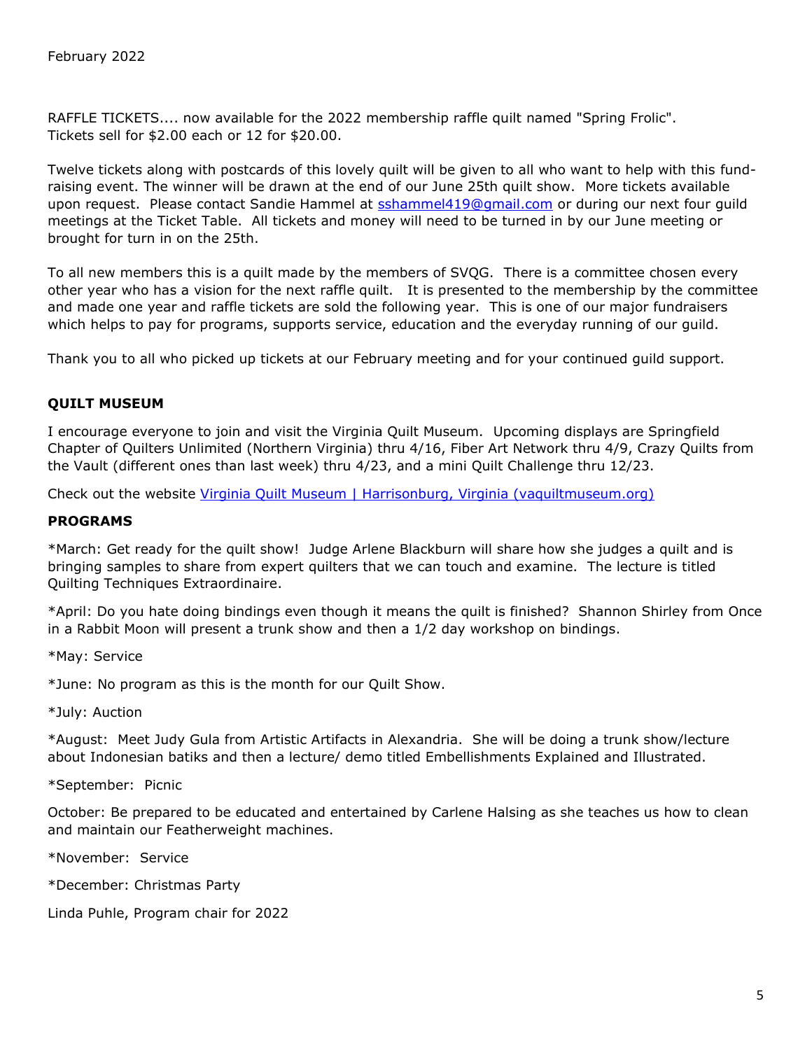February 2022

RAFFLE TICKETS.... now available for the 2022 membership raffle quilt named "Spring Frolic". Tickets sell for $2.00 each or 12 for $20.00.

Twelve tickets along with postcards of this lovely quilt will be given to all who want to help with this fund-raising event. The winner will be drawn at the end of our June 25th quilt show. More tickets available upon request. Please contact Sandie Hammel at [sshammel419@gmail.com](mailto:sshammel419@gmail.com) or during our next four guild meetings at the Ticket Table. All tickets and money will need to be turned in by our June meeting or brought for turn in on the 25th.

To all new members this is a quilt made by the members of SVQG. There is a committee chosen every other year who has a vision for the next raffle quilt. It is presented to the membership by the committee and made one year and raffle tickets are sold the following year. This is one of our major fundraisers which helps to pay for programs, supports service, education and the everyday running of our guild.

Thank you to all who picked up tickets at our February meeting and for your continued guild support.

**QUILT MUSEUM**

I encourage everyone to join and visit the Virginia Quilt Museum. Upcoming displays are Springfield Chapter of Quilters Unlimited (Northern Virginia) thru 4/16, Fiber Art Network thru 4/9, Crazy Quilts from the Vault (different ones than last week) thru 4/23, and a mini Quilt Challenge thru 12/23.

Check out the website [Virginia Quilt Museum | Harrisonburg, Virginia (vaquiltmuseum.org)](https://vaquiltmuseum.org)

**PROGRAMS**

*March: Get ready for the quilt show! Judge Arlene Blackburn will share how she judges a quilt and is bringing samples to share from expert quilters that we can touch and examine. The lecture is titled Quilting Techniques Extraordinaire.

*April: Do you hate doing bindings even though it means the quilt is finished? Shannon Shirley from Once in a Rabbit Moon will present a trunk show and then a 1/2 day workshop on bindings.

*May: Service

*June: No program as this is the month for our Quilt Show.

*July: Auction

*August: Meet Judy Gula from Artistic Artifacts in Alexandria. She will be doing a trunk show/lecture about Indonesian batiks and then a lecture/ demo titled Embellishments Explained and Illustrated.

*September: Picnic

October: Be prepared to be educated and entertained by Carlene Halsing as she teaches us how to clean and maintain our Featherweight machines.

*November: Service

*December: Christmas Party

Linda Puhle, Program chair for 2022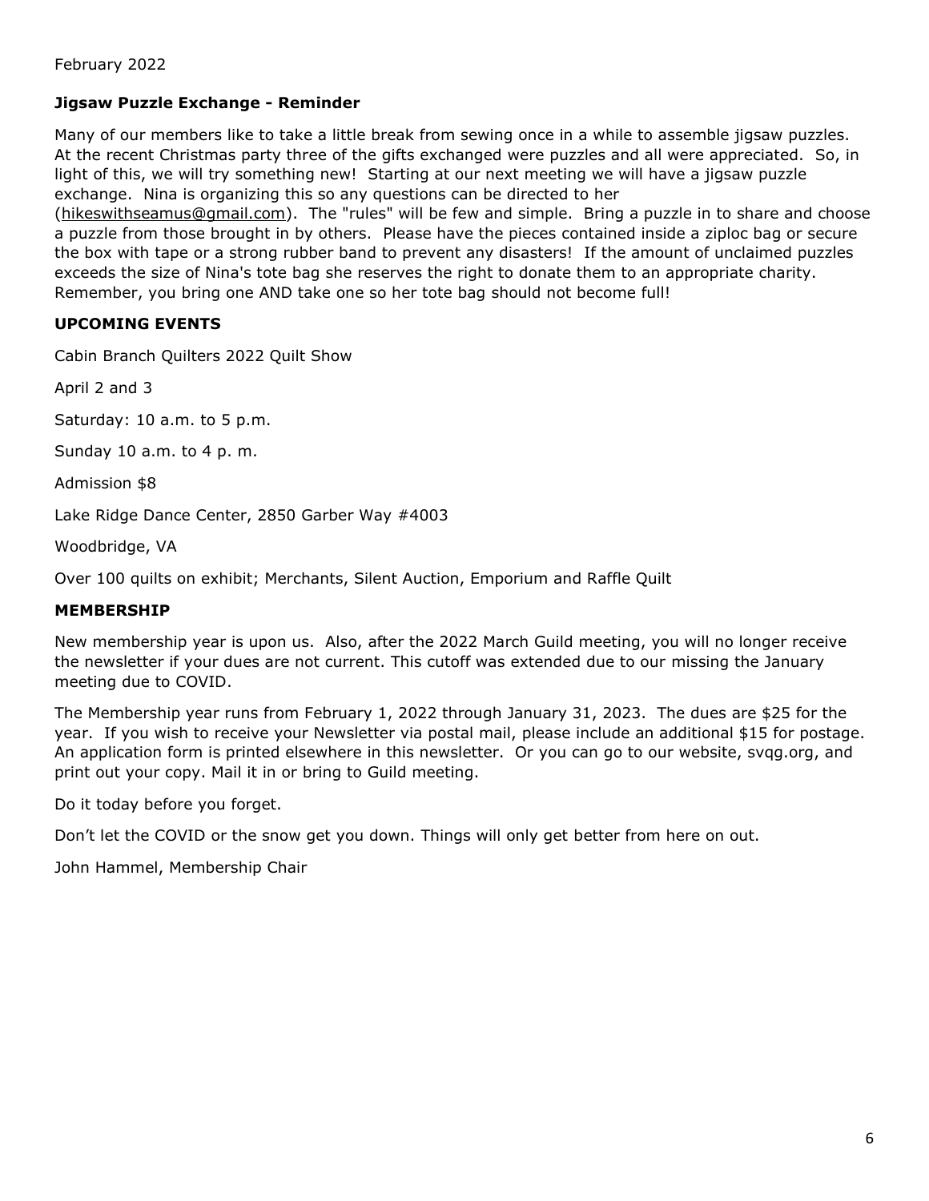February 2022

**Jigsaw Puzzle Exchange - Reminder**

Many of our members like to take a little break from sewing once in a while to assemble jigsaw puzzles. At the recent Christmas party three of the gifts exchanged were puzzles and all were appreciated. So, in light of this, we will try something new! Starting at our next meeting we will have a jigsaw puzzle exchange. Nina is organizing this so any questions can be directed to her (hikeswithseamus@gmail.com). The "rules" will be few and simple. Bring a puzzle in to share and choose a puzzle from those brought in by others. Please have the pieces contained inside a ziploc bag or secure the box with tape or a strong rubber band to prevent any disasters! If the amount of unclaimed puzzles exceeds the size of Nina's tote bag she reserves the right to donate them to an appropriate charity. Remember, you bring one AND take one so her tote bag should not become full!

**UPCOMING EVENTS**

Cabin Branch Quilters 2022 Quilt Show

April 2 and 3

Saturday: 10 a.m. to 5 p.m.

Sunday 10 a.m. to 4 p. m.

Admission $8

Lake Ridge Dance Center, 2850 Garber Way #4003

Woodbridge, VA

Over 100 quilts on exhibit; Merchants, Silent Auction, Emporium and Raffle Quilt

**MEMBERSHIP**

New membership year is upon us. Also, after the 2022 March Guild meeting, you will no longer receive the newsletter if your dues are not current. This cutoff was extended due to our missing the January meeting due to COVID.

The Membership year runs from February 1, 2022 through January 31, 2023. The dues are $25 for the year. If you wish to receive your Newsletter via postal mail, please include an additional $15 for postage. An application form is printed elsewhere in this newsletter. Or you can go to our website, svqg.org, and print out your copy. Mail it in or bring to Guild meeting.

Do it today before you forget.

Don't let the COVID or the snow get you down. Things will only get better from here on out.

John Hammel, Membership Chair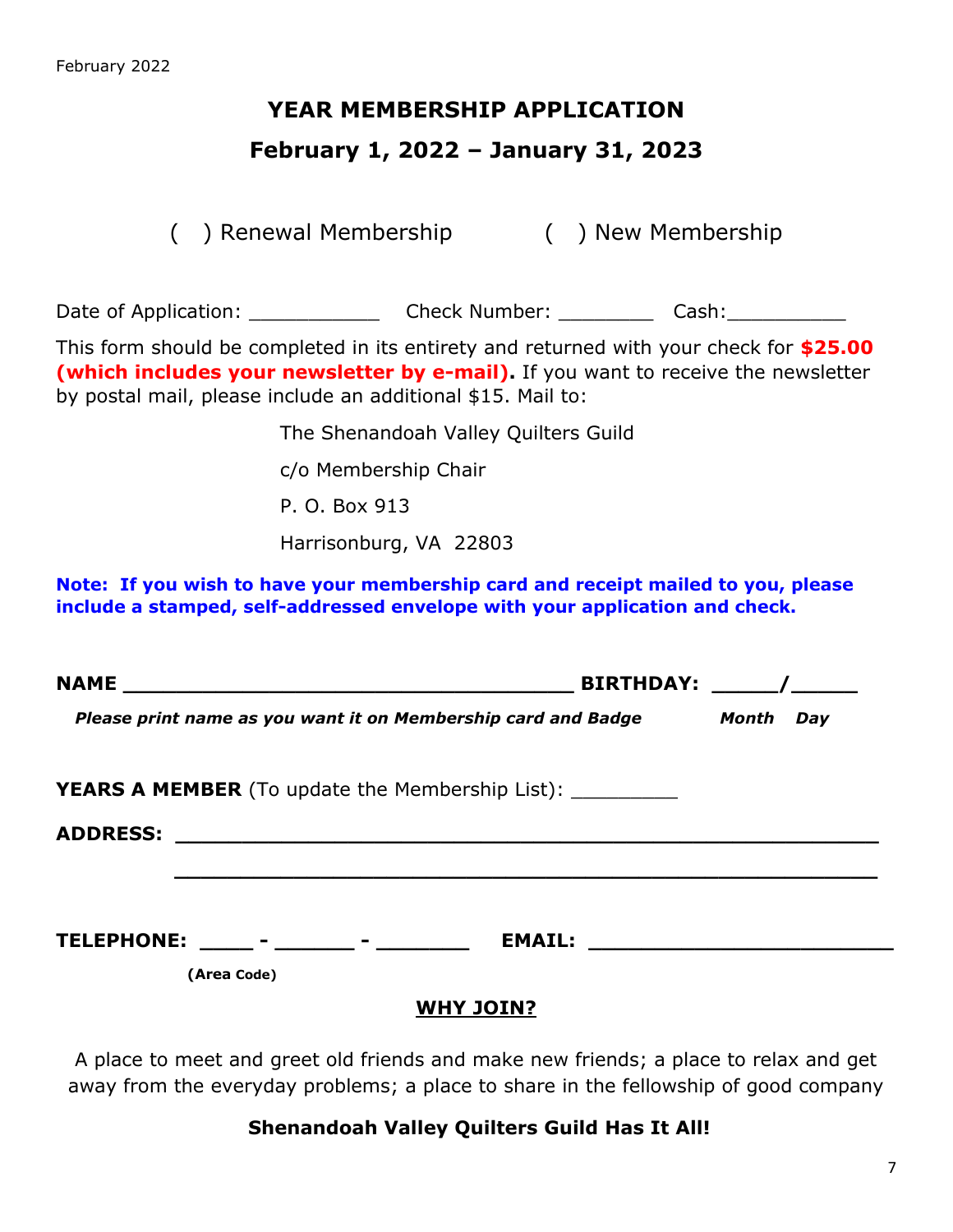February 2022

## YEAR MEMBERSHIP APPLICATION

## February 1, 2022 – January 31, 2023

(   ) Renewal Membership          (   ) New Membership

Date of Application: ___________   Check Number: ________   Cash:__________

This form should be completed in its entirety and returned with your check for **$25.00 (which includes your newsletter by e-mail).** If you want to receive the newsletter by postal mail, please include an additional $15. Mail to:

The Shenandoah Valley Quilters Guild
c/o Membership Chair
P. O. Box 913
Harrisonburg, VA  22803

**Note: If you wish to have your membership card and receipt mailed to you, please include a stamped, self-addressed envelope with your application and check.**

**NAME** ____________________________________ **BIRTHDAY:** _____/_____

***Please print name as you want it on Membership card and Badge*** ***Month Day***

**YEARS A MEMBER** (To update the Membership List): _________

**ADDRESS:** ________________________________________________________

________________________________________________________

**TELEPHONE:** ____ - ______ - _______   **EMAIL:** ________________________

**(Area Code)**

**WHY JOIN?**

A place to meet and greet old friends and make new friends; a place to relax and get away from the everyday problems; a place to share in the fellowship of good company

**Shenandoah Valley Quilters Guild Has It All!**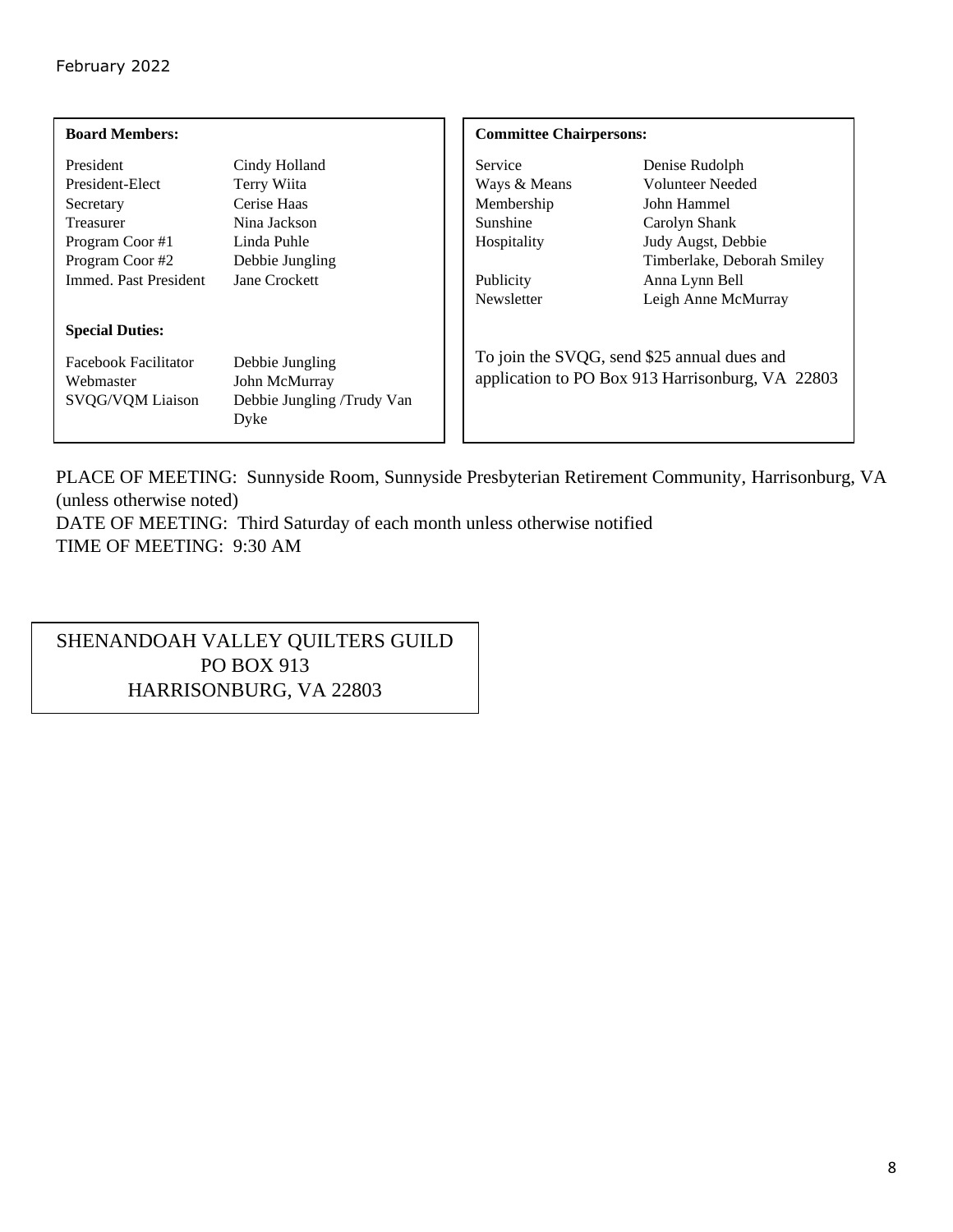February 2022

**Board Members:**

| | |
|---|---|
| President | Cindy Holland |
| President-Elect | Terry Wiita |
| Secretary | Cerise Haas |
| Treasurer | Nina Jackson |
| Program Coor #1 | Linda Puhle |
| Program Coor #2 | Debbie Jungling |
| Immed. Past President | Jane Crockett |

**Special Duties:**

| | |
|---|---|
| Facebook Facilitator | Debbie Jungling |
| Webmaster | John McMurray |
| SVQG/VQM Liaison | Debbie Jungling /Trudy Van Dyke |

**Committee Chairpersons:**

| | |
|---|---|
| Service | Denise Rudolph |
| Ways & Means | Volunteer Needed |
| Membership | John Hammel |
| Sunshine | Carolyn Shank |
| Hospitality | Judy Augst, Debbie Timberlake, Deborah Smiley |
| Publicity | Anna Lynn Bell |
| Newsletter | Leigh Anne McMurray |

To join the SVQG, send $25 annual dues and application to PO Box 913 Harrisonburg, VA 22803

PLACE OF MEETING: Sunnyside Room, Sunnyside Presbyterian Retirement Community, Harrisonburg, VA (unless otherwise noted)
DATE OF MEETING: Third Saturday of each month unless otherwise notified
TIME OF MEETING: 9:30 AM

SHENANDOAH VALLEY QUILTERS GUILD
PO BOX 913
HARRISONBURG, VA 22803